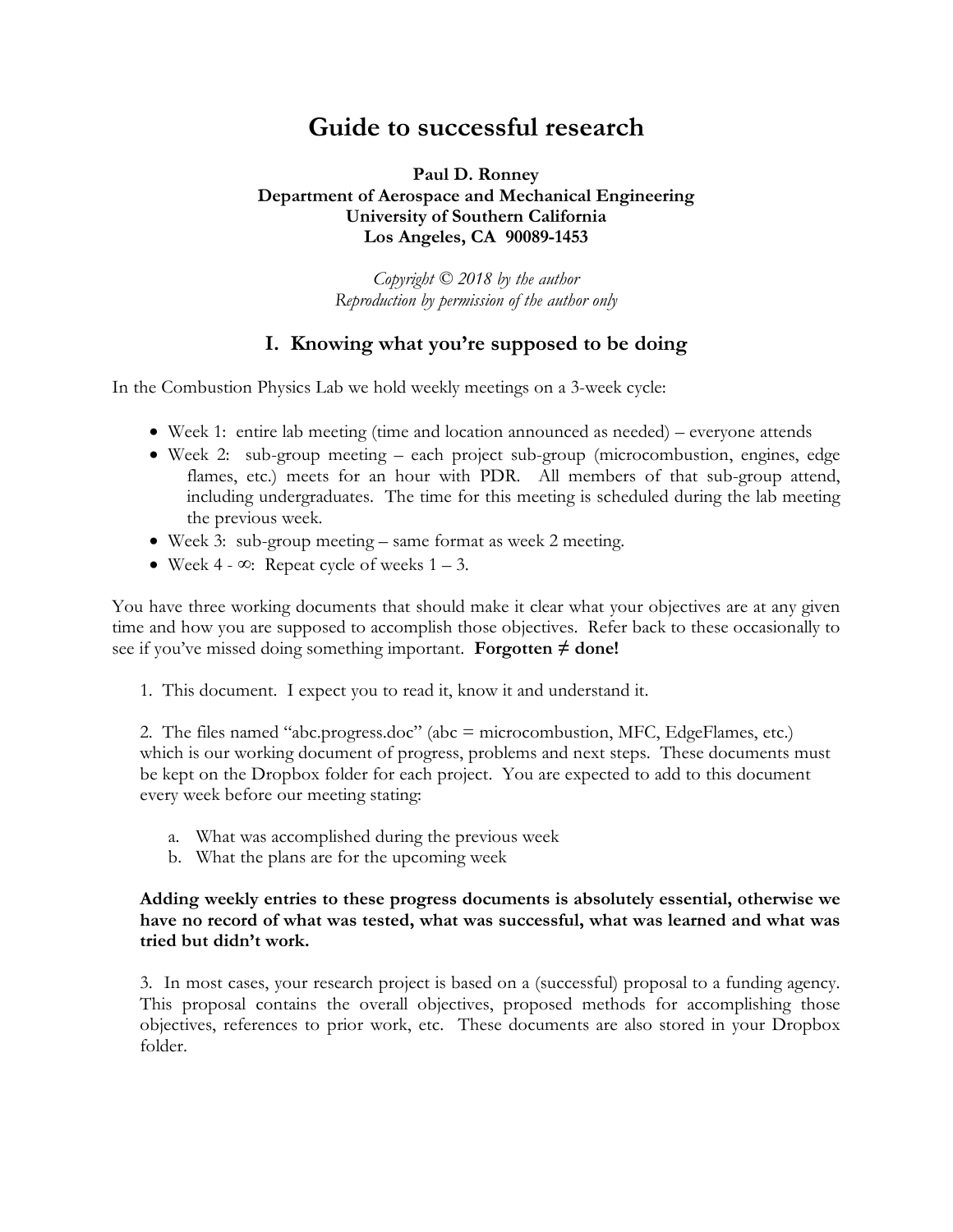# Guide to successful research

**Paul D. Ronney**
**Department of Aerospace and Mechanical Engineering**
**University of Southern California**
**Los Angeles, CA 90089-1453**

*Copyright © 2018 by the author*
*Reproduction by permission of the author only*

## I. Knowing what you're supposed to be doing

In the Combustion Physics Lab we hold weekly meetings on a 3-week cycle:

- Week 1: entire lab meeting (time and location announced as needed) – everyone attends
- Week 2: sub-group meeting – each project sub-group (microcombustion, engines, edge flames, etc.) meets for an hour with PDR. All members of that sub-group attend, including undergraduates. The time for this meeting is scheduled during the lab meeting the previous week.
- Week 3: sub-group meeting – same format as week 2 meeting.
- Week 4 - ∞: Repeat cycle of weeks 1 – 3.

You have three working documents that should make it clear what your objectives are at any given time and how you are supposed to accomplish those objectives. Refer back to these occasionally to see if you've missed doing something important. **Forgotten ≠ done!**

1. This document. I expect you to read it, know it and understand it.

2. The files named "abc.progress.doc" (abc = microcombustion, MFC, EdgeFlames, etc.) which is our working document of progress, problems and next steps. These documents must be kept on the Dropbox folder for each project. You are expected to add to this document every week before our meeting stating:

   a. What was accomplished during the previous week
   b. What the plans are for the upcoming week

**Adding weekly entries to these progress documents is absolutely essential, otherwise we have no record of what was tested, what was successful, what was learned and what was tried but didn't work.**

3. In most cases, your research project is based on a (successful) proposal to a funding agency. This proposal contains the overall objectives, proposed methods for accomplishing those objectives, references to prior work, etc. These documents are also stored in your Dropbox folder.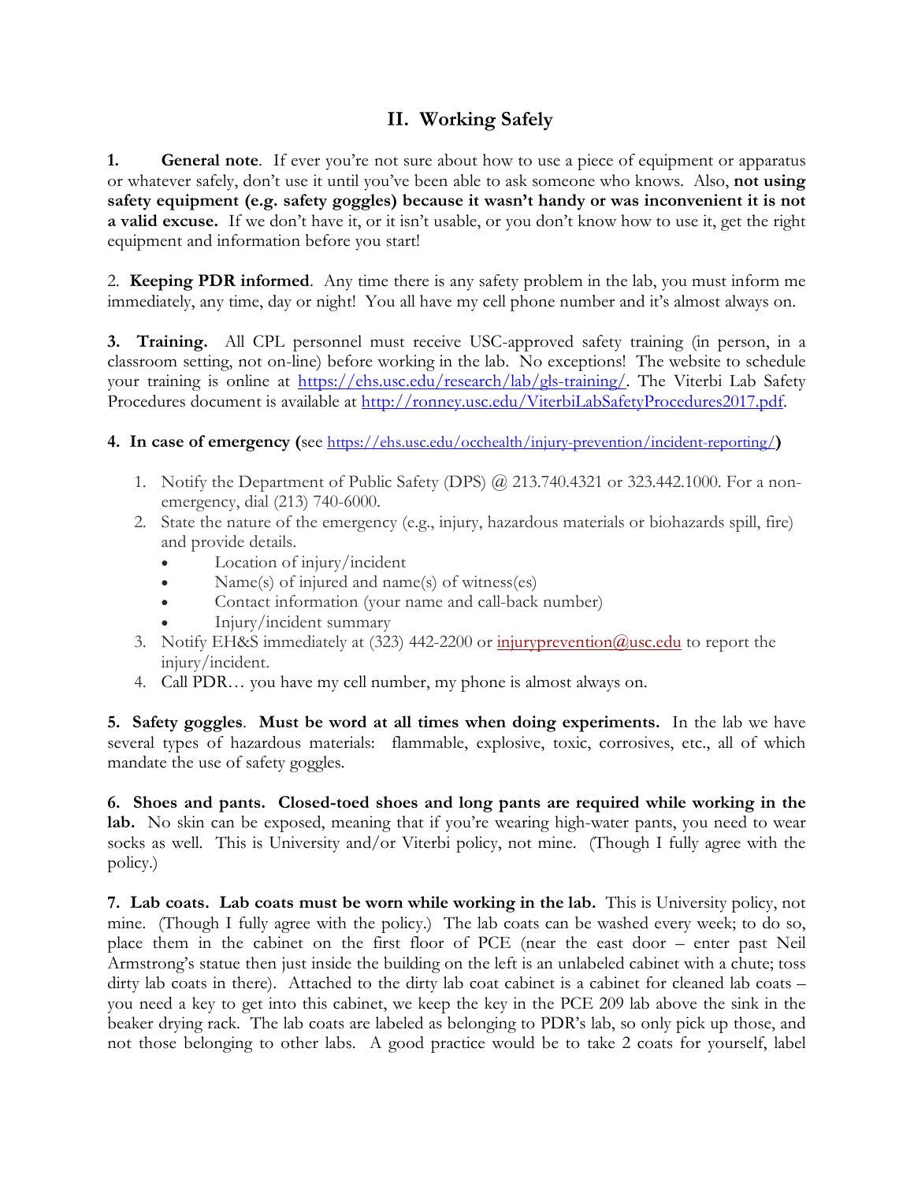## II. Working Safely

**1.** **General note**. If ever you're not sure about how to use a piece of equipment or apparatus or whatever safely, don't use it until you've been able to ask someone who knows. Also, **not using safety equipment (e.g. safety goggles) because it wasn't handy or was inconvenient it is not a valid excuse.** If we don't have it, or it isn't usable, or you don't know how to use it, get the right equipment and information before you start!

2. **Keeping PDR informed**. Any time there is any safety problem in the lab, you must inform me immediately, any time, day or night! You all have my cell phone number and it's almost always on.

**3. Training.** All CPL personnel must receive USC-approved safety training (in person, in a classroom setting, not on-line) before working in the lab. No exceptions! The website to schedule your training is online at https://ehs.usc.edu/research/lab/gls-training/. The Viterbi Lab Safety Procedures document is available at http://ronney.usc.edu/ViterbiLabSafetyProcedures2017.pdf.

**4. In case of emergency (**see https://ehs.usc.edu/occhealth/injury-prevention/incident-reporting/**)**

1. Notify the Department of Public Safety (DPS) @ 213.740.4321 or 323.442.1000. For a non-emergency, dial (213) 740-6000.
2. State the nature of the emergency (e.g., injury, hazardous materials or biohazards spill, fire) and provide details.
   - Location of injury/incident
   - Name(s) of injured and name(s) of witness(es)
   - Contact information (your name and call-back number)
   - Injury/incident summary
3. Notify EH&S immediately at (323) 442-2200 or injuryprevention@usc.edu to report the injury/incident.
4. Call PDR… you have my cell number, my phone is almost always on.

**5. Safety goggles**. **Must be word at all times when doing experiments.** In the lab we have several types of hazardous materials: flammable, explosive, toxic, corrosives, etc., all of which mandate the use of safety goggles.

**6. Shoes and pants. Closed-toed shoes and long pants are required while working in the lab.** No skin can be exposed, meaning that if you're wearing high-water pants, you need to wear socks as well. This is University and/or Viterbi policy, not mine. (Though I fully agree with the policy.)

**7. Lab coats. Lab coats must be worn while working in the lab.** This is University policy, not mine. (Though I fully agree with the policy.) The lab coats can be washed every week; to do so, place them in the cabinet on the first floor of PCE (near the east door – enter past Neil Armstrong's statue then just inside the building on the left is an unlabeled cabinet with a chute; toss dirty lab coats in there). Attached to the dirty lab coat cabinet is a cabinet for cleaned lab coats – you need a key to get into this cabinet, we keep the key in the PCE 209 lab above the sink in the beaker drying rack. The lab coats are labeled as belonging to PDR's lab, so only pick up those, and not those belonging to other labs. A good practice would be to take 2 coats for yourself, label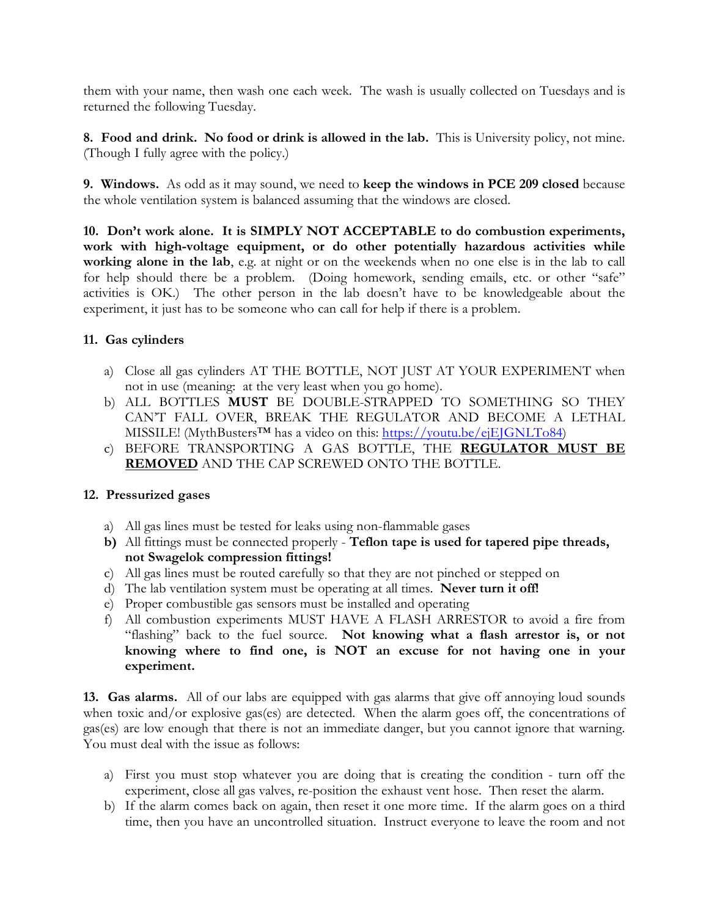them with your name, then wash one each week. The wash is usually collected on Tuesdays and is returned the following Tuesday.

**8. Food and drink. No food or drink is allowed in the lab.** This is University policy, not mine. (Though I fully agree with the policy.)

**9. Windows.** As odd as it may sound, we need to **keep the windows in PCE 209 closed** because the whole ventilation system is balanced assuming that the windows are closed.

**10. Don't work alone. It is SIMPLY NOT ACCEPTABLE to do combustion experiments, work with high-voltage equipment, or do other potentially hazardous activities while working alone in the lab**, e.g. at night or on the weekends when no one else is in the lab to call for help should there be a problem. (Doing homework, sending emails, etc. or other "safe" activities is OK.) The other person in the lab doesn't have to be knowledgeable about the experiment, it just has to be someone who can call for help if there is a problem.

**11. Gas cylinders**

a) Close all gas cylinders AT THE BOTTLE, NOT JUST AT YOUR EXPERIMENT when not in use (meaning: at the very least when you go home).
b) ALL BOTTLES **MUST** BE DOUBLE-STRAPPED TO SOMETHING SO THEY CAN'T FALL OVER, BREAK THE REGULATOR AND BECOME A LETHAL MISSILE! (MythBusters™ has a video on this: [https://youtu.be/ejEJGNLTo84](https://youtu.be/ejEJGNLTo84))
c) BEFORE TRANSPORTING A GAS BOTTLE, THE **REGULATOR MUST BE REMOVED** AND THE CAP SCREWED ONTO THE BOTTLE.

**12. Pressurized gases**

a) All gas lines must be tested for leaks using non-flammable gases
**b)** All fittings must be connected properly - **Teflon tape is used for tapered pipe threads, not Swagelok compression fittings!**
c) All gas lines must be routed carefully so that they are not pinched or stepped on
d) The lab ventilation system must be operating at all times. **Never turn it off!**
e) Proper combustible gas sensors must be installed and operating
f) All combustion experiments MUST HAVE A FLASH ARRESTOR to avoid a fire from "flashing" back to the fuel source. **Not knowing what a flash arrestor is, or not knowing where to find one, is NOT an excuse for not having one in your experiment.**

**13. Gas alarms.** All of our labs are equipped with gas alarms that give off annoying loud sounds when toxic and/or explosive gas(es) are detected. When the alarm goes off, the concentrations of gas(es) are low enough that there is not an immediate danger, but you cannot ignore that warning. You must deal with the issue as follows:

a) First you must stop whatever you are doing that is creating the condition - turn off the experiment, close all gas valves, re-position the exhaust vent hose. Then reset the alarm.
b) If the alarm comes back on again, then reset it one more time. If the alarm goes on a third time, then you have an uncontrolled situation. Instruct everyone to leave the room and not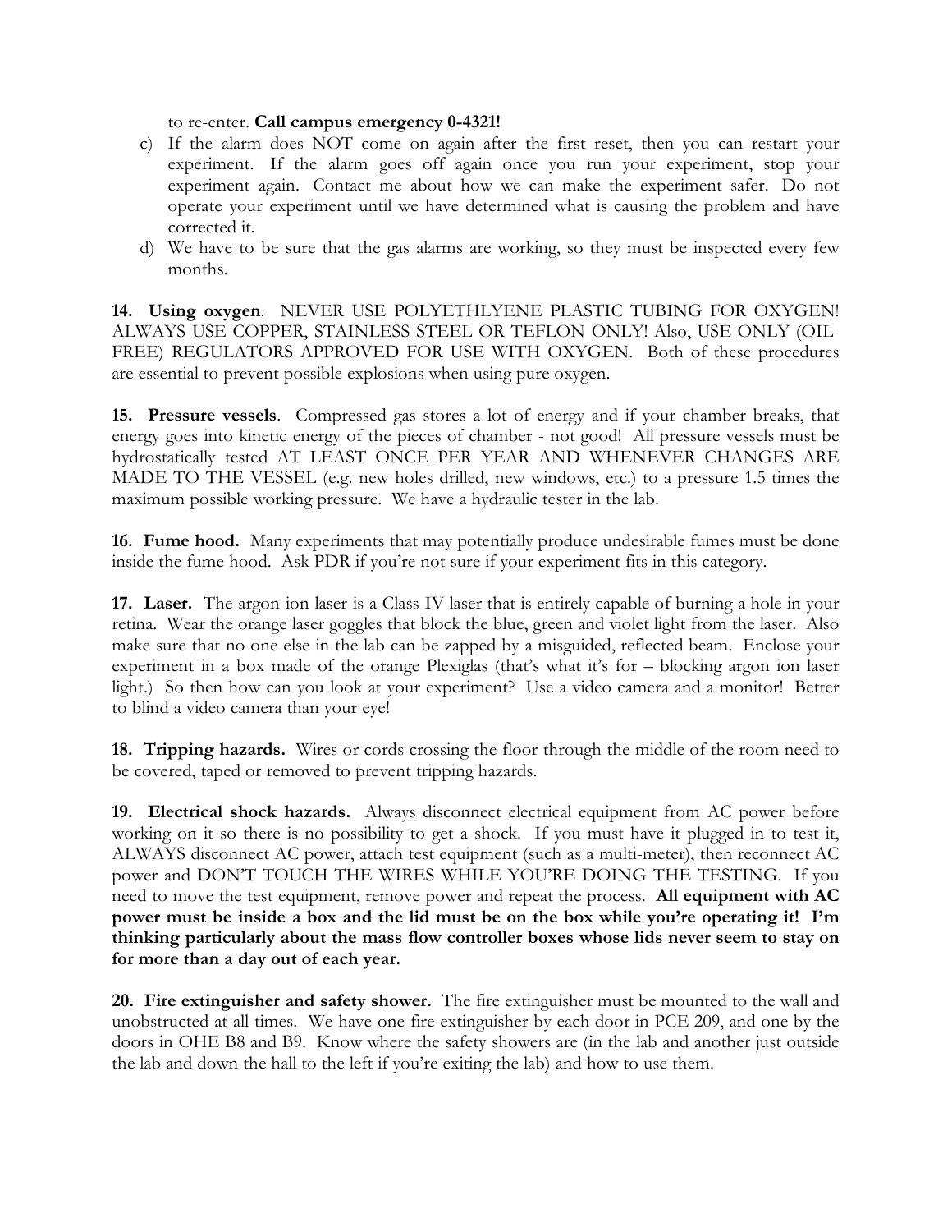to re-enter. **Call campus emergency 0-4321!**

c) If the alarm does NOT come on again after the first reset, then you can restart your experiment. If the alarm goes off again once you run your experiment, stop your experiment again. Contact me about how we can make the experiment safer. Do not operate your experiment until we have determined what is causing the problem and have corrected it.
d) We have to be sure that the gas alarms are working, so they must be inspected every few months.

**14. Using oxygen**. NEVER USE POLYETHLYENE PLASTIC TUBING FOR OXYGEN! ALWAYS USE COPPER, STAINLESS STEEL OR TEFLON ONLY! Also, USE ONLY (OIL-FREE) REGULATORS APPROVED FOR USE WITH OXYGEN. Both of these procedures are essential to prevent possible explosions when using pure oxygen.

**15. Pressure vessels**. Compressed gas stores a lot of energy and if your chamber breaks, that energy goes into kinetic energy of the pieces of chamber - not good! All pressure vessels must be hydrostatically tested AT LEAST ONCE PER YEAR AND WHENEVER CHANGES ARE MADE TO THE VESSEL (e.g. new holes drilled, new windows, etc.) to a pressure 1.5 times the maximum possible working pressure. We have a hydraulic tester in the lab.

**16. Fume hood.** Many experiments that may potentially produce undesirable fumes must be done inside the fume hood. Ask PDR if you're not sure if your experiment fits in this category.

**17. Laser.** The argon-ion laser is a Class IV laser that is entirely capable of burning a hole in your retina. Wear the orange laser goggles that block the blue, green and violet light from the laser. Also make sure that no one else in the lab can be zapped by a misguided, reflected beam. Enclose your experiment in a box made of the orange Plexiglas (that's what it's for – blocking argon ion laser light.) So then how can you look at your experiment? Use a video camera and a monitor! Better to blind a video camera than your eye!

**18. Tripping hazards.** Wires or cords crossing the floor through the middle of the room need to be covered, taped or removed to prevent tripping hazards.

**19. Electrical shock hazards.** Always disconnect electrical equipment from AC power before working on it so there is no possibility to get a shock. If you must have it plugged in to test it, ALWAYS disconnect AC power, attach test equipment (such as a multi-meter), then reconnect AC power and DON'T TOUCH THE WIRES WHILE YOU'RE DOING THE TESTING. If you need to move the test equipment, remove power and repeat the process. **All equipment with AC power must be inside a box and the lid must be on the box while you're operating it! I'm thinking particularly about the mass flow controller boxes whose lids never seem to stay on for more than a day out of each year.**

**20. Fire extinguisher and safety shower.** The fire extinguisher must be mounted to the wall and unobstructed at all times. We have one fire extinguisher by each door in PCE 209, and one by the doors in OHE B8 and B9. Know where the safety showers are (in the lab and another just outside the lab and down the hall to the left if you're exiting the lab) and how to use them.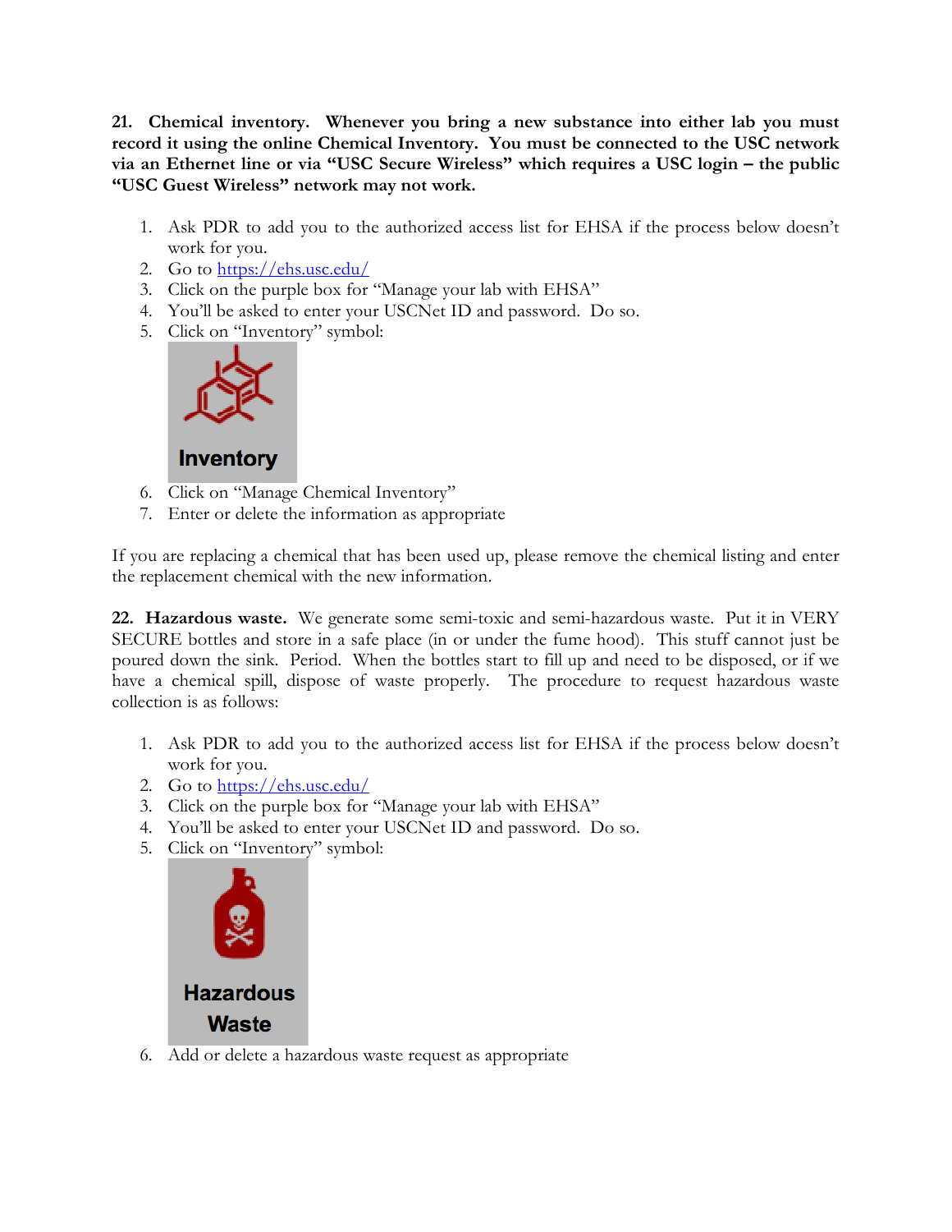**21. Chemical inventory. Whenever you bring a new substance into either lab you must record it using the online Chemical Inventory. You must be connected to the USC network via an Ethernet line or via "USC Secure Wireless" which requires a USC login – the public "USC Guest Wireless" network may not work.**

1. Ask PDR to add you to the authorized access list for EHSA if the process below doesn't work for you.
2. Go to [https://ehs.usc.edu/](https://ehs.usc.edu/)
3. Click on the purple box for "Manage your lab with EHSA"
4. You'll be asked to enter your USCNet ID and password. Do so.
5. Click on "Inventory" symbol:
6. Click on "Manage Chemical Inventory"
7. Enter or delete the information as appropriate

If you are replacing a chemical that has been used up, please remove the chemical listing and enter the replacement chemical with the new information.

**22. Hazardous waste.** We generate some semi-toxic and semi-hazardous waste. Put it in VERY SECURE bottles and store in a safe place (in or under the fume hood). This stuff cannot just be poured down the sink. Period. When the bottles start to fill up and need to be disposed, or if we have a chemical spill, dispose of waste properly. The procedure to request hazardous waste collection is as follows:

1. Ask PDR to add you to the authorized access list for EHSA if the process below doesn't work for you.
2. Go to [https://ehs.usc.edu/](https://ehs.usc.edu/)
3. Click on the purple box for "Manage your lab with EHSA"
4. You'll be asked to enter your USCNet ID and password. Do so.
5. Click on "Inventory" symbol:
6. Add or delete a hazardous waste request as appropriate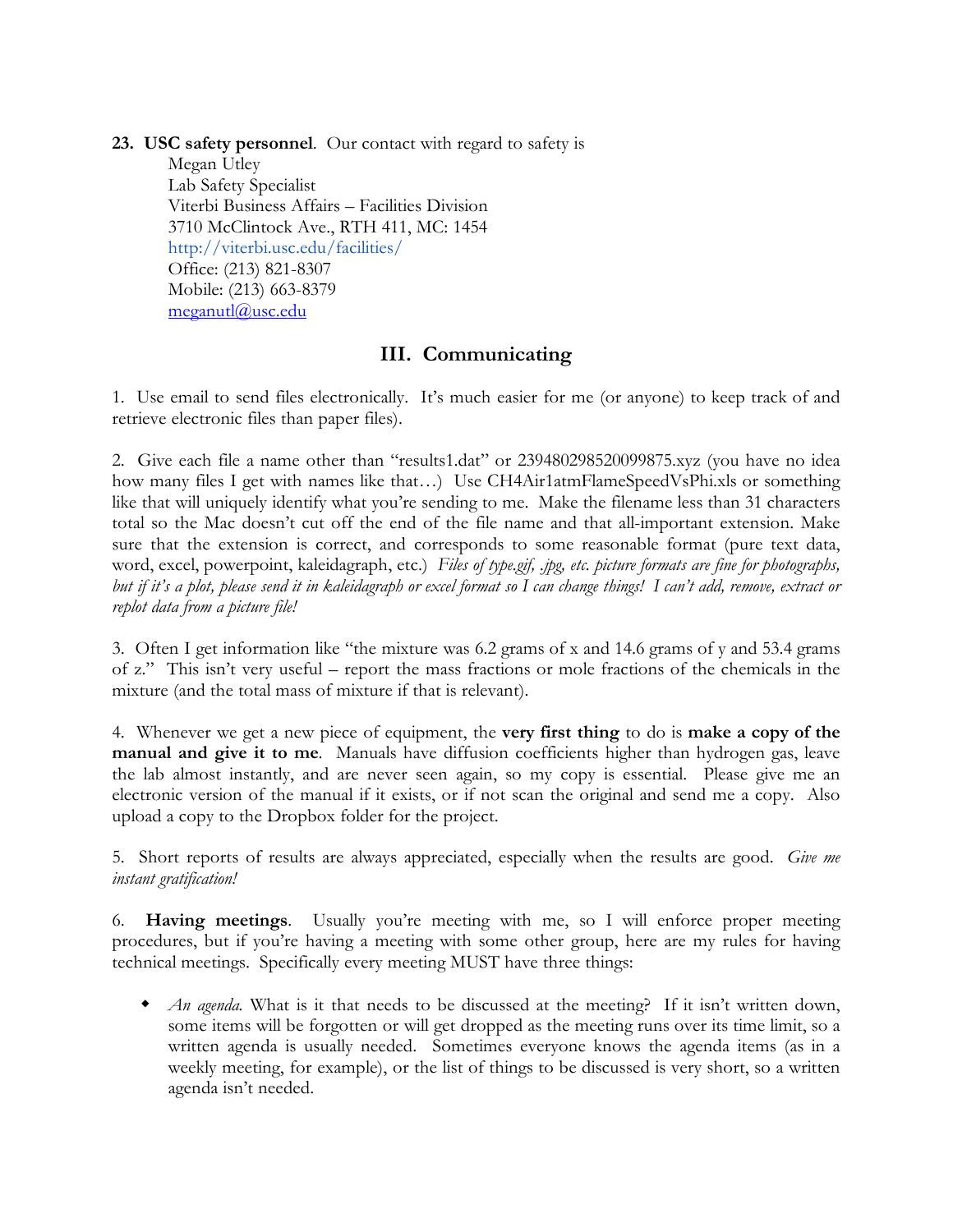**23. USC safety personnel**. Our contact with regard to safety is

Megan Utley
Lab Safety Specialist
Viterbi Business Affairs – Facilities Division
3710 McClintock Ave., RTH 411, MC: 1454
http://viterbi.usc.edu/facilities/
Office: (213) 821-8307
Mobile: (213) 663-8379
meganutl@usc.edu

## III. Communicating

1. Use email to send files electronically. It's much easier for me (or anyone) to keep track of and retrieve electronic files than paper files).

2. Give each file a name other than "results1.dat" or 239480298520099875.xyz (you have no idea how many files I get with names like that…) Use CH4Air1atmFlameSpeedVsPhi.xls or something like that will uniquely identify what you're sending to me. Make the filename less than 31 characters total so the Mac doesn't cut off the end of the file name and that all-important extension. Make sure that the extension is correct, and corresponds to some reasonable format (pure text data, word, excel, powerpoint, kaleidagraph, etc.) *Files of type.gif, .jpg, etc. picture formats are fine for photographs, but if it's a plot, please send it in kaleidagraph or excel format so I can change things! I can't add, remove, extract or replot data from a picture file!*

3. Often I get information like "the mixture was 6.2 grams of x and 14.6 grams of y and 53.4 grams of z." This isn't very useful – report the mass fractions or mole fractions of the chemicals in the mixture (and the total mass of mixture if that is relevant).

4. Whenever we get a new piece of equipment, the **very first thing** to do is **make a copy of the manual and give it to me**. Manuals have diffusion coefficients higher than hydrogen gas, leave the lab almost instantly, and are never seen again, so my copy is essential. Please give me an electronic version of the manual if it exists, or if not scan the original and send me a copy. Also upload a copy to the Dropbox folder for the project.

5. Short reports of results are always appreciated, especially when the results are good. *Give me instant gratification!*

6. **Having meetings**. Usually you're meeting with me, so I will enforce proper meeting procedures, but if you're having a meeting with some other group, here are my rules for having technical meetings. Specifically every meeting MUST have three things:

- *An agenda*. What is it that needs to be discussed at the meeting? If it isn't written down, some items will be forgotten or will get dropped as the meeting runs over its time limit, so a written agenda is usually needed. Sometimes everyone knows the agenda items (as in a weekly meeting, for example), or the list of things to be discussed is very short, so a written agenda isn't needed.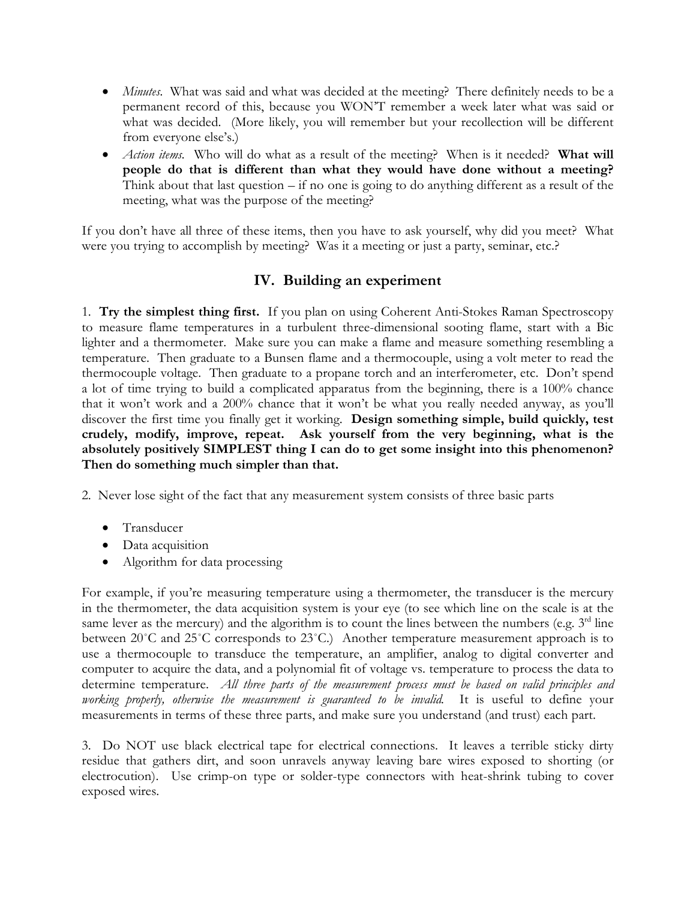- *Minutes*. What was said and what was decided at the meeting? There definitely needs to be a permanent record of this, because you WON'T remember a week later what was said or what was decided. (More likely, you will remember but your recollection will be different from everyone else's.)
- *Action items*. Who will do what as a result of the meeting? When is it needed? **What will people do that is different than what they would have done without a meeting?** Think about that last question – if no one is going to do anything different as a result of the meeting, what was the purpose of the meeting?

If you don't have all three of these items, then you have to ask yourself, why did you meet? What were you trying to accomplish by meeting? Was it a meeting or just a party, seminar, etc.?

## IV. Building an experiment

1. **Try the simplest thing first.** If you plan on using Coherent Anti-Stokes Raman Spectroscopy to measure flame temperatures in a turbulent three-dimensional sooting flame, start with a Bic lighter and a thermometer. Make sure you can make a flame and measure something resembling a temperature. Then graduate to a Bunsen flame and a thermocouple, using a volt meter to read the thermocouple voltage. Then graduate to a propane torch and an interferometer, etc. Don't spend a lot of time trying to build a complicated apparatus from the beginning, there is a 100% chance that it won't work and a 200% chance that it won't be what you really needed anyway, as you'll discover the first time you finally get it working. **Design something simple, build quickly, test crudely, modify, improve, repeat. Ask yourself from the very beginning, what is the absolutely positively SIMPLEST thing I can do to get some insight into this phenomenon? Then do something much simpler than that.**

2. Never lose sight of the fact that any measurement system consists of three basic parts

- Transducer
- Data acquisition
- Algorithm for data processing

For example, if you're measuring temperature using a thermometer, the transducer is the mercury in the thermometer, the data acquisition system is your eye (to see which line on the scale is at the same lever as the mercury) and the algorithm is to count the lines between the numbers (e.g. 3rd line between 20˚C and 25˚C corresponds to 23˚C.) Another temperature measurement approach is to use a thermocouple to transduce the temperature, an amplifier, analog to digital converter and computer to acquire the data, and a polynomial fit of voltage vs. temperature to process the data to determine temperature. *All three parts of the measurement process must be based on valid principles and working properly, otherwise the measurement is guaranteed to be invalid.* It is useful to define your measurements in terms of these three parts, and make sure you understand (and trust) each part.

3. Do NOT use black electrical tape for electrical connections. It leaves a terrible sticky dirty residue that gathers dirt, and soon unravels anyway leaving bare wires exposed to shorting (or electrocution). Use crimp-on type or solder-type connectors with heat-shrink tubing to cover exposed wires.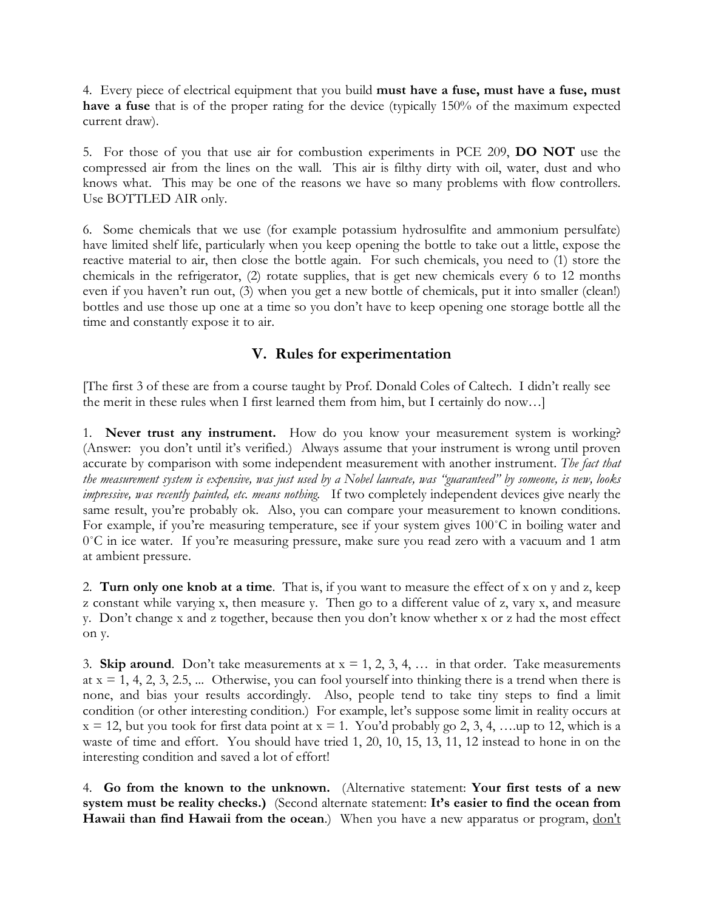4. Every piece of electrical equipment that you build **must have a fuse, must have a fuse, must have a fuse** that is of the proper rating for the device (typically 150% of the maximum expected current draw).

5. For those of you that use air for combustion experiments in PCE 209, **DO NOT** use the compressed air from the lines on the wall. This air is filthy dirty with oil, water, dust and who knows what. This may be one of the reasons we have so many problems with flow controllers. Use BOTTLED AIR only.

6. Some chemicals that we use (for example potassium hydrosulfite and ammonium persulfate) have limited shelf life, particularly when you keep opening the bottle to take out a little, expose the reactive material to air, then close the bottle again. For such chemicals, you need to (1) store the chemicals in the refrigerator, (2) rotate supplies, that is get new chemicals every 6 to 12 months even if you haven't run out, (3) when you get a new bottle of chemicals, put it into smaller (clean!) bottles and use those up one at a time so you don't have to keep opening one storage bottle all the time and constantly expose it to air.

## V. Rules for experimentation

[The first 3 of these are from a course taught by Prof. Donald Coles of Caltech. I didn't really see the merit in these rules when I first learned them from him, but I certainly do now…]

1. **Never trust any instrument.** How do you know your measurement system is working? (Answer: you don't until it's verified.) Always assume that your instrument is wrong until proven accurate by comparison with some independent measurement with another instrument. *The fact that the measurement system is expensive, was just used by a Nobel laureate, was "guaranteed" by someone, is new, looks impressive, was recently painted, etc. means nothing.* If two completely independent devices give nearly the same result, you're probably ok. Also, you can compare your measurement to known conditions. For example, if you're measuring temperature, see if your system gives 100˚C in boiling water and 0˚C in ice water. If you're measuring pressure, make sure you read zero with a vacuum and 1 atm at ambient pressure.

2. **Turn only one knob at a time**. That is, if you want to measure the effect of x on y and z, keep z constant while varying x, then measure y. Then go to a different value of z, vary x, and measure y. Don't change x and z together, because then you don't know whether x or z had the most effect on y.

3. **Skip around**. Don't take measurements at x = 1, 2, 3, 4, … in that order. Take measurements at x = 1, 4, 2, 3, 2.5, ... Otherwise, you can fool yourself into thinking there is a trend when there is none, and bias your results accordingly. Also, people tend to take tiny steps to find a limit condition (or other interesting condition.) For example, let's suppose some limit in reality occurs at x = 12, but you took for first data point at x = 1. You'd probably go 2, 3, 4, ….up to 12, which is a waste of time and effort. You should have tried 1, 20, 10, 15, 13, 11, 12 instead to hone in on the interesting condition and saved a lot of effort!

4. **Go from the known to the unknown.** (Alternative statement: **Your first tests of a new system must be reality checks.)** (Second alternate statement: **It's easier to find the ocean from Hawaii than find Hawaii from the ocean**.) When you have a new apparatus or program, <u>don't</u>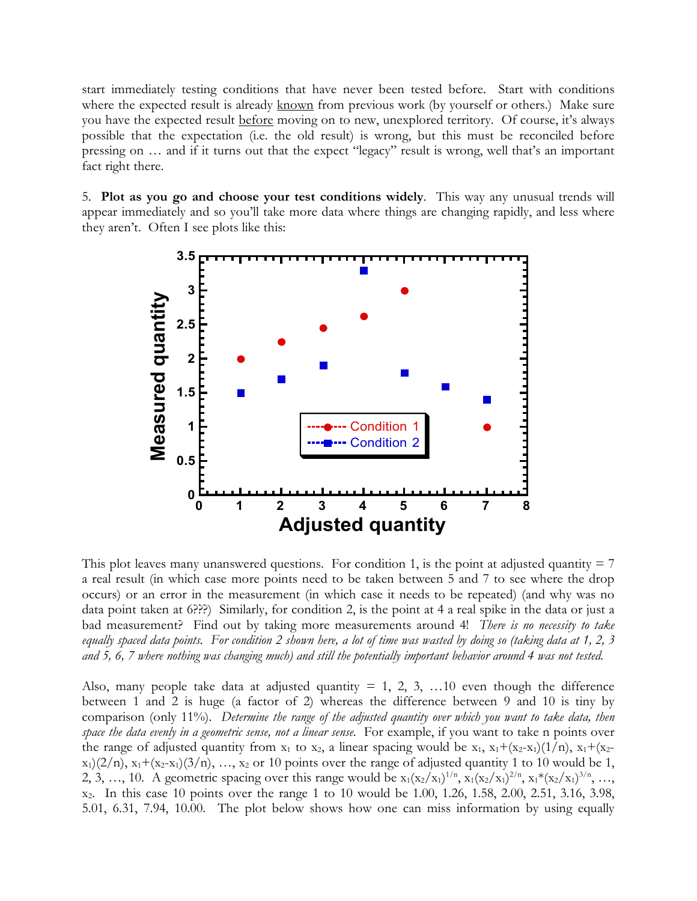start immediately testing conditions that have never been tested before. Start with conditions where the expected result is already known from previous work (by yourself or others.) Make sure you have the expected result before moving on to new, unexplored territory. Of course, it's always possible that the expectation (i.e. the old result) is wrong, but this must be reconciled before pressing on … and if it turns out that the expect "legacy" result is wrong, well that's an important fact right there.

5. **Plot as you go and choose your test conditions widely**. This way any unusual trends will appear immediately and so you'll take more data where things are changing rapidly, and less where they aren't. Often I see plots like this:

This plot leaves many unanswered questions. For condition 1, is the point at adjusted quantity = 7 a real result (in which case more points need to be taken between 5 and 7 to see where the drop occurs) or an error in the measurement (in which case it needs to be repeated) (and why was no data point taken at 6???) Similarly, for condition 2, is the point at 4 a real spike in the data or just a bad measurement? Find out by taking more measurements around 4! *There is no necessity to take equally spaced data points. For condition 2 shown here, a lot of time was wasted by doing so (taking data at 1, 2, 3 and 5, 6, 7 where nothing was changing much) and still the potentially important behavior around 4 was not tested.*

Also, many people take data at adjusted quantity = 1, 2, 3, …10 even though the difference between 1 and 2 is huge (a factor of 2) whereas the difference between 9 and 10 is tiny by comparison (only 11%). *Determine the range of the adjusted quantity over which you want to take data, then space the data evenly in a geometric sense, not a linear sense.* For example, if you want to take n points over the range of adjusted quantity from $x_1$ to $x_2$, a linear spacing would be $x_1$, $x_1+(x_2-x_1)(1/n)$, $x_1+(x_2-x_1)(2/n)$, $x_1+(x_2-x_1)(3/n)$, …, $x_2$ or 10 points over the range of adjusted quantity 1 to 10 would be 1, 2, 3, …, 10. A geometric spacing over this range would be $x_1(x_2/x_1)^{1/n}$, $x_1(x_2/x_1)^{2/n}$, $x_1*(x_2/x_1)^{3/n}$, …, $x_2$. In this case 10 points over the range 1 to 10 would be 1.00, 1.26, 1.58, 2.00, 2.51, 3.16, 3.98, 5.01, 6.31, 7.94, 10.00. The plot below shows how one can miss information by using equally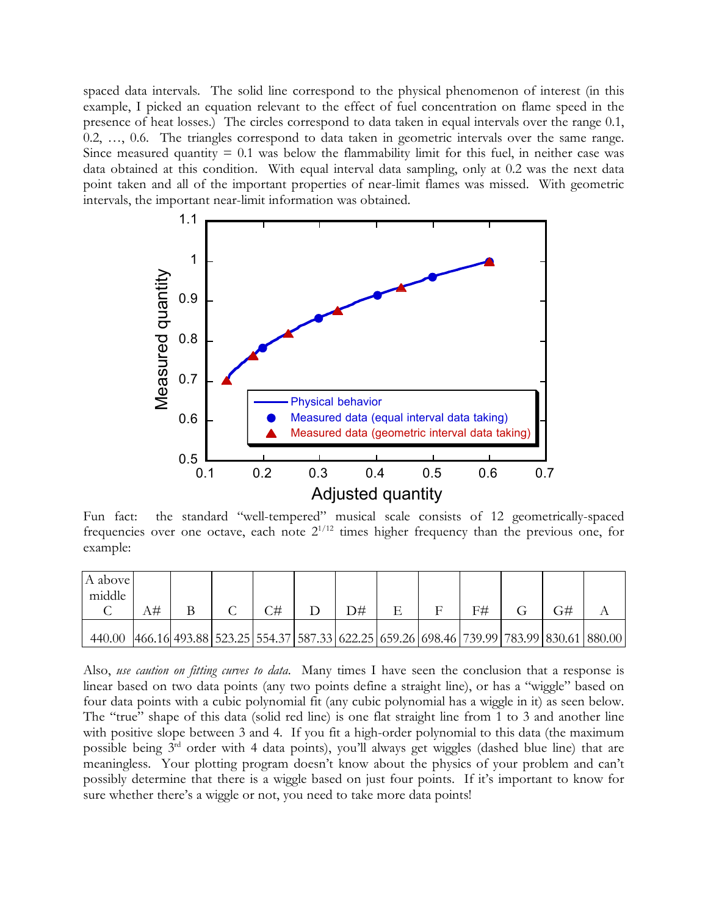spaced data intervals. The solid line correspond to the physical phenomenon of interest (in this example, I picked an equation relevant to the effect of fuel concentration on flame speed in the presence of heat losses.) The circles correspond to data taken in equal intervals over the range 0.1, 0.2, …, 0.6. The triangles correspond to data taken in geometric intervals over the same range. Since measured quantity = 0.1 was below the flammability limit for this fuel, in neither case was data obtained at this condition. With equal interval data sampling, only at 0.2 was the next data point taken and all of the important properties of near-limit flames was missed. With geometric intervals, the important near-limit information was obtained.

Fun fact: the standard "well-tempered" musical scale consists of 12 geometrically-spaced frequencies over one octave, each note $2^{1/12}$ times higher frequency than the previous one, for example:

| A above middle C | A# | B | C | C# | D | D# | E | F | F# | G | G# | A |
|---|---|---|---|---|---|---|---|---|---|---|---|---|
| 440.00 | 466.16 | 493.88 | 523.25 | 554.37 | 587.33 | 622.25 | 659.26 | 698.46 | 739.99 | 783.99 | 830.61 | 880.00 |

Also, *use caution on fitting curves to data*. Many times I have seen the conclusion that a response is linear based on two data points (any two points define a straight line), or has a "wiggle" based on four data points with a cubic polynomial fit (any cubic polynomial has a wiggle in it) as seen below. The "true" shape of this data (solid red line) is one flat straight line from 1 to 3 and another line with positive slope between 3 and 4. If you fit a high-order polynomial to this data (the maximum possible being 3rd order with 4 data points), you'll always get wiggles (dashed blue line) that are meaningless. Your plotting program doesn't know about the physics of your problem and can't possibly determine that there is a wiggle based on just four points. If it's important to know for sure whether there's a wiggle or not, you need to take more data points!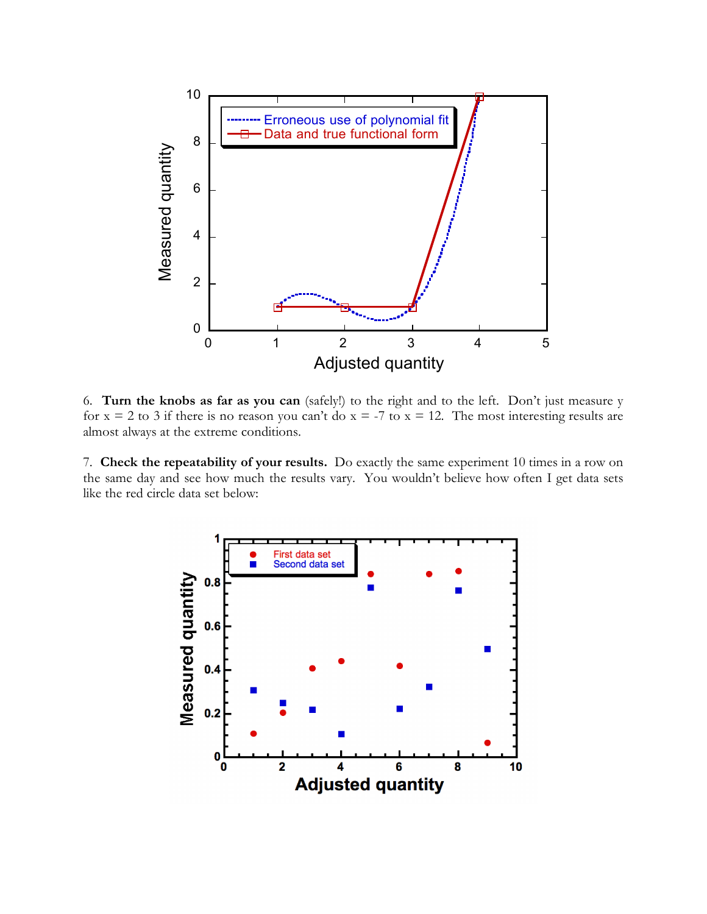6. **Turn the knobs as far as you can** (safely!) to the right and to the left. Don't just measure y for x = 2 to 3 if there is no reason you can't do x = -7 to x = 12. The most interesting results are almost always at the extreme conditions.

7. **Check the repeatability of your results.** Do exactly the same experiment 10 times in a row on the same day and see how much the results vary. You wouldn't believe how often I get data sets like the red circle data set below: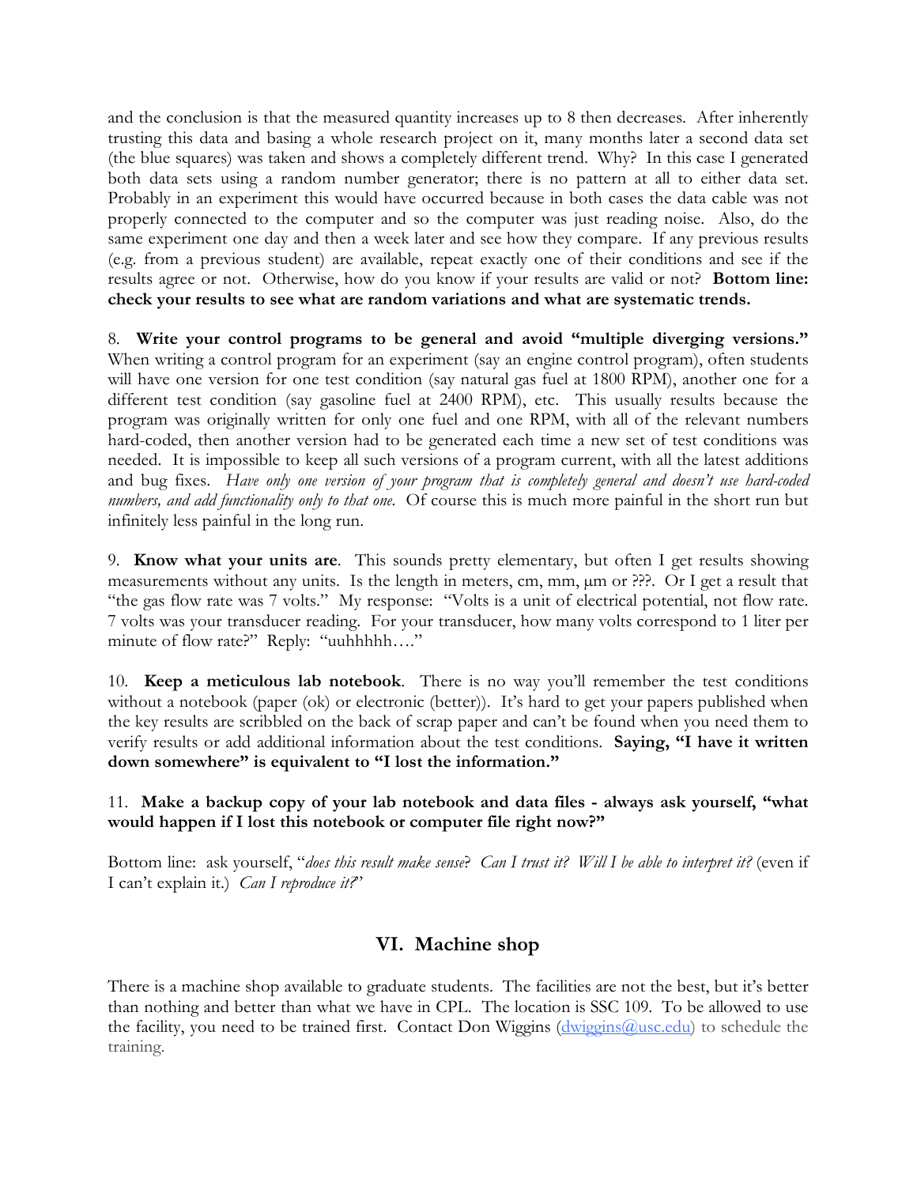and the conclusion is that the measured quantity increases up to 8 then decreases. After inherently trusting this data and basing a whole research project on it, many months later a second data set (the blue squares) was taken and shows a completely different trend. Why? In this case I generated both data sets using a random number generator; there is no pattern at all to either data set. Probably in an experiment this would have occurred because in both cases the data cable was not properly connected to the computer and so the computer was just reading noise. Also, do the same experiment one day and then a week later and see how they compare. If any previous results (e.g. from a previous student) are available, repeat exactly one of their conditions and see if the results agree or not. Otherwise, how do you know if your results are valid or not? **Bottom line: check your results to see what are random variations and what are systematic trends.**

8. **Write your control programs to be general and avoid "multiple diverging versions."** When writing a control program for an experiment (say an engine control program), often students will have one version for one test condition (say natural gas fuel at 1800 RPM), another one for a different test condition (say gasoline fuel at 2400 RPM), etc. This usually results because the program was originally written for only one fuel and one RPM, with all of the relevant numbers hard-coded, then another version had to be generated each time a new set of test conditions was needed. It is impossible to keep all such versions of a program current, with all the latest additions and bug fixes. *Have only one version of your program that is completely general and doesn't use hard-coded numbers, and add functionality only to that one.* Of course this is much more painful in the short run but infinitely less painful in the long run.

9. **Know what your units are**. This sounds pretty elementary, but often I get results showing measurements without any units. Is the length in meters, cm, mm, μm or ???. Or I get a result that "the gas flow rate was 7 volts." My response: "Volts is a unit of electrical potential, not flow rate. 7 volts was your transducer reading. For your transducer, how many volts correspond to 1 liter per minute of flow rate?" Reply: "uuhhhhh…."

10. **Keep a meticulous lab notebook**. There is no way you'll remember the test conditions without a notebook (paper (ok) or electronic (better)). It's hard to get your papers published when the key results are scribbled on the back of scrap paper and can't be found when you need them to verify results or add additional information about the test conditions. **Saying, "I have it written down somewhere" is equivalent to "I lost the information."**

11. **Make a backup copy of your lab notebook and data files - always ask yourself, "what would happen if I lost this notebook or computer file right now?"**

Bottom line: ask yourself, "*does this result make sense*? *Can I trust it? Will I be able to interpret it?* (even if I can't explain it.) *Can I reproduce it?*"

## VI. Machine shop

There is a machine shop available to graduate students. The facilities are not the best, but it's better than nothing and better than what we have in CPL. The location is SSC 109. To be allowed to use the facility, you need to be trained first. Contact Don Wiggins (dwiggins@usc.edu) to schedule the training.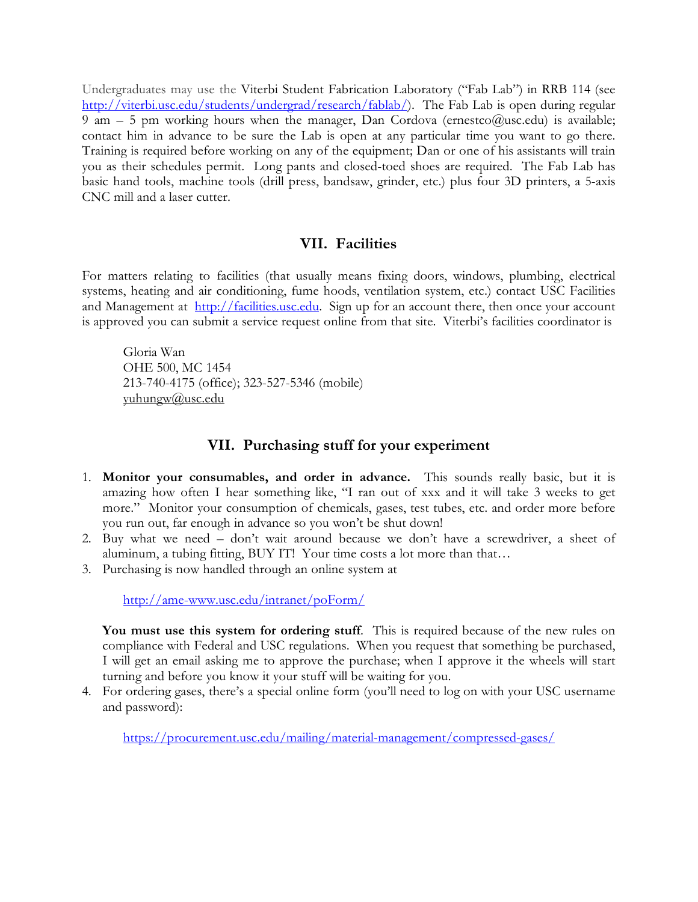Undergraduates may use the Viterbi Student Fabrication Laboratory ("Fab Lab") in RRB 114 (see http://viterbi.usc.edu/students/undergrad/research/fablab/). The Fab Lab is open during regular 9 am – 5 pm working hours when the manager, Dan Cordova (ernestco@usc.edu) is available; contact him in advance to be sure the Lab is open at any particular time you want to go there. Training is required before working on any of the equipment; Dan or one of his assistants will train you as their schedules permit. Long pants and closed-toed shoes are required. The Fab Lab has basic hand tools, machine tools (drill press, bandsaw, grinder, etc.) plus four 3D printers, a 5-axis CNC mill and a laser cutter.

## VII. Facilities

For matters relating to facilities (that usually means fixing doors, windows, plumbing, electrical systems, heating and air conditioning, fume hoods, ventilation system, etc.) contact USC Facilities and Management at http://facilities.usc.edu. Sign up for an account there, then once your account is approved you can submit a service request online from that site. Viterbi's facilities coordinator is

> Gloria Wan
> OHE 500, MC 1454
> 213-740-4175 (office); 323-527-5346 (mobile)
> yuhungw@usc.edu

## VII. Purchasing stuff for your experiment

1. **Monitor your consumables, and order in advance.** This sounds really basic, but it is amazing how often I hear something like, "I ran out of xxx and it will take 3 weeks to get more." Monitor your consumption of chemicals, gases, test tubes, etc. and order more before you run out, far enough in advance so you won't be shut down!
2. Buy what we need – don't wait around because we don't have a screwdriver, a sheet of aluminum, a tubing fitting, BUY IT! Your time costs a lot more than that…
3. Purchasing is now handled through an online system at

   http://ame-www.usc.edu/intranet/poForm/

   **You must use this system for ordering stuff**. This is required because of the new rules on compliance with Federal and USC regulations. When you request that something be purchased, I will get an email asking me to approve the purchase; when I approve it the wheels will start turning and before you know it your stuff will be waiting for you.
4. For ordering gases, there's a special online form (you'll need to log on with your USC username and password):

   https://procurement.usc.edu/mailing/material-management/compressed-gases/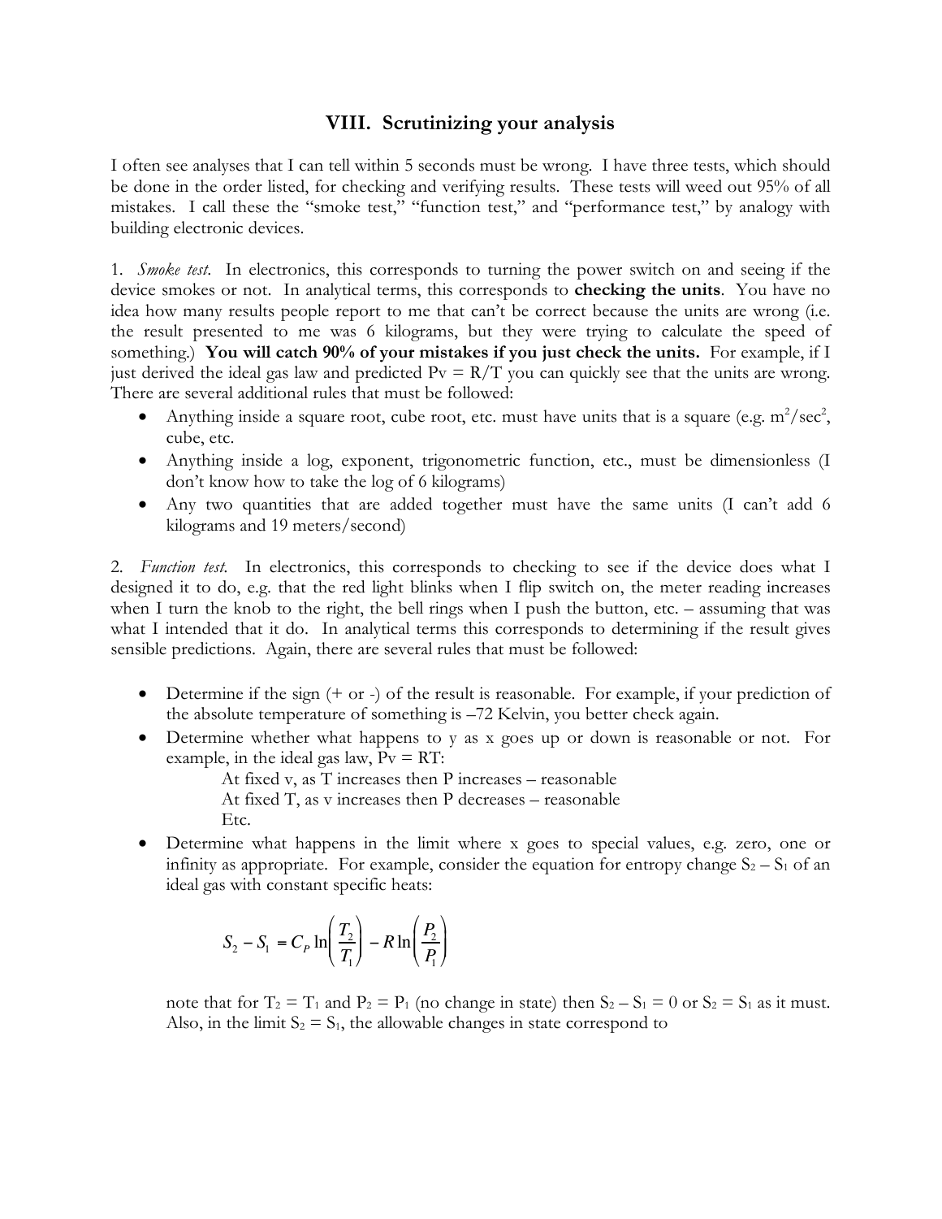## VIII. Scrutinizing your analysis

I often see analyses that I can tell within 5 seconds must be wrong. I have three tests, which should be done in the order listed, for checking and verifying results. These tests will weed out 95% of all mistakes. I call these the "smoke test," "function test," and "performance test," by analogy with building electronic devices.

1. *Smoke test.* In electronics, this corresponds to turning the power switch on and seeing if the device smokes or not. In analytical terms, this corresponds to **checking the units**. You have no idea how many results people report to me that can't be correct because the units are wrong (i.e. the result presented to me was 6 kilograms, but they were trying to calculate the speed of something.) **You will catch 90% of your mistakes if you just check the units.** For example, if I just derived the ideal gas law and predicted $Pv = R/T$ you can quickly see that the units are wrong. There are several additional rules that must be followed:
   - Anything inside a square root, cube root, etc. must have units that is a square (e.g. $m^2/sec^2$, cube, etc.
   - Anything inside a log, exponent, trigonometric function, etc., must be dimensionless (I don't know how to take the log of 6 kilograms)
   - Any two quantities that are added together must have the same units (I can't add 6 kilograms and 19 meters/second)

2. *Function test.* In electronics, this corresponds to checking to see if the device does what I designed it to do, e.g. that the red light blinks when I flip switch on, the meter reading increases when I turn the knob to the right, the bell rings when I push the button, etc. – assuming that was what I intended that it do. In analytical terms this corresponds to determining if the result gives sensible predictions. Again, there are several rules that must be followed:

   - Determine if the sign (+ or -) of the result is reasonable. For example, if your prediction of the absolute temperature of something is –72 Kelvin, you better check again.
   - Determine whether what happens to y as x goes up or down is reasonable or not. For example, in the ideal gas law, $Pv = RT$:
     
     At fixed v, as T increases then P increases – reasonable
     At fixed T, as v increases then P decreases – reasonable
     Etc.
   - Determine what happens in the limit where x goes to special values, e.g. zero, one or infinity as appropriate. For example, consider the equation for entropy change $S_2 - S_1$ of an ideal gas with constant specific heats:

$$S_2 - S_1 = C_P \ln\left(\frac{T_2}{T_1}\right) - R\ln\left(\frac{P_2}{P_1}\right)$$

     note that for $T_2 = T_1$ and $P_2 = P_1$ (no change in state) then $S_2 - S_1 = 0$ or $S_2 = S_1$ as it must. Also, in the limit $S_2 = S_1$, the allowable changes in state correspond to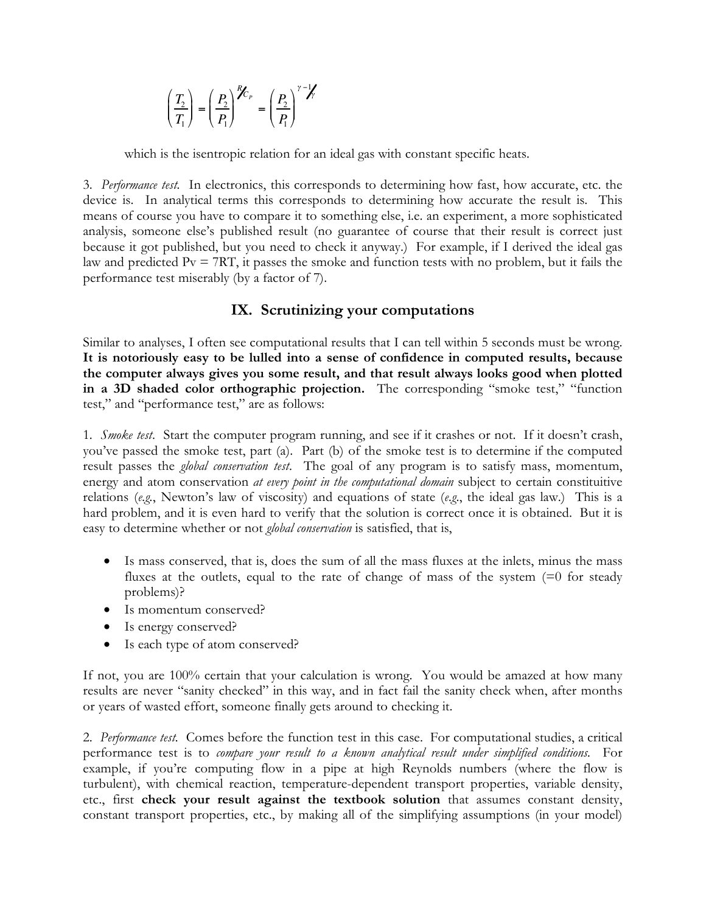$$\left(\frac{T_2}{T_1}\right) = \left(\frac{P_2}{P_1}\right)^{R/C_P} = \left(\frac{P_2}{P_1}\right)^{\gamma-1/\gamma}$$

which is the isentropic relation for an ideal gas with constant specific heats.

3. *Performance test.* In electronics, this corresponds to determining how fast, how accurate, etc. the device is. In analytical terms this corresponds to determining how accurate the result is. This means of course you have to compare it to something else, i.e. an experiment, a more sophisticated analysis, someone else's published result (no guarantee of course that their result is correct just because it got published, but you need to check it anyway.) For example, if I derived the ideal gas law and predicted Pv = 7RT, it passes the smoke and function tests with no problem, but it fails the performance test miserably (by a factor of 7).

## IX. Scrutinizing your computations

Similar to analyses, I often see computational results that I can tell within 5 seconds must be wrong. **It is notoriously easy to be lulled into a sense of confidence in computed results, because the computer always gives you some result, and that result always looks good when plotted in a 3D shaded color orthographic projection.** The corresponding "smoke test," "function test," and "performance test," are as follows:

1. *Smoke test.* Start the computer program running, and see if it crashes or not. If it doesn't crash, you've passed the smoke test, part (a). Part (b) of the smoke test is to determine if the computed result passes the *global conservation test*. The goal of any program is to satisfy mass, momentum, energy and atom conservation *at every point in the computational domain* subject to certain constituitive relations (*e.g.*, Newton's law of viscosity) and equations of state (*e.g.*, the ideal gas law.) This is a hard problem, and it is even hard to verify that the solution is correct once it is obtained. But it is easy to determine whether or not *global conservation* is satisfied, that is,

- Is mass conserved, that is, does the sum of all the mass fluxes at the inlets, minus the mass fluxes at the outlets, equal to the rate of change of mass of the system (=0 for steady problems)?
- Is momentum conserved?
- Is energy conserved?
- Is each type of atom conserved?

If not, you are 100% certain that your calculation is wrong. You would be amazed at how many results are never "sanity checked" in this way, and in fact fail the sanity check when, after months or years of wasted effort, someone finally gets around to checking it.

2. *Performance test.* Comes before the function test in this case. For computational studies, a critical performance test is to *compare your result to a known analytical result under simplified conditions*. For example, if you're computing flow in a pipe at high Reynolds numbers (where the flow is turbulent), with chemical reaction, temperature-dependent transport properties, variable density, etc., first **check your result against the textbook solution** that assumes constant density, constant transport properties, etc., by making all of the simplifying assumptions (in your model)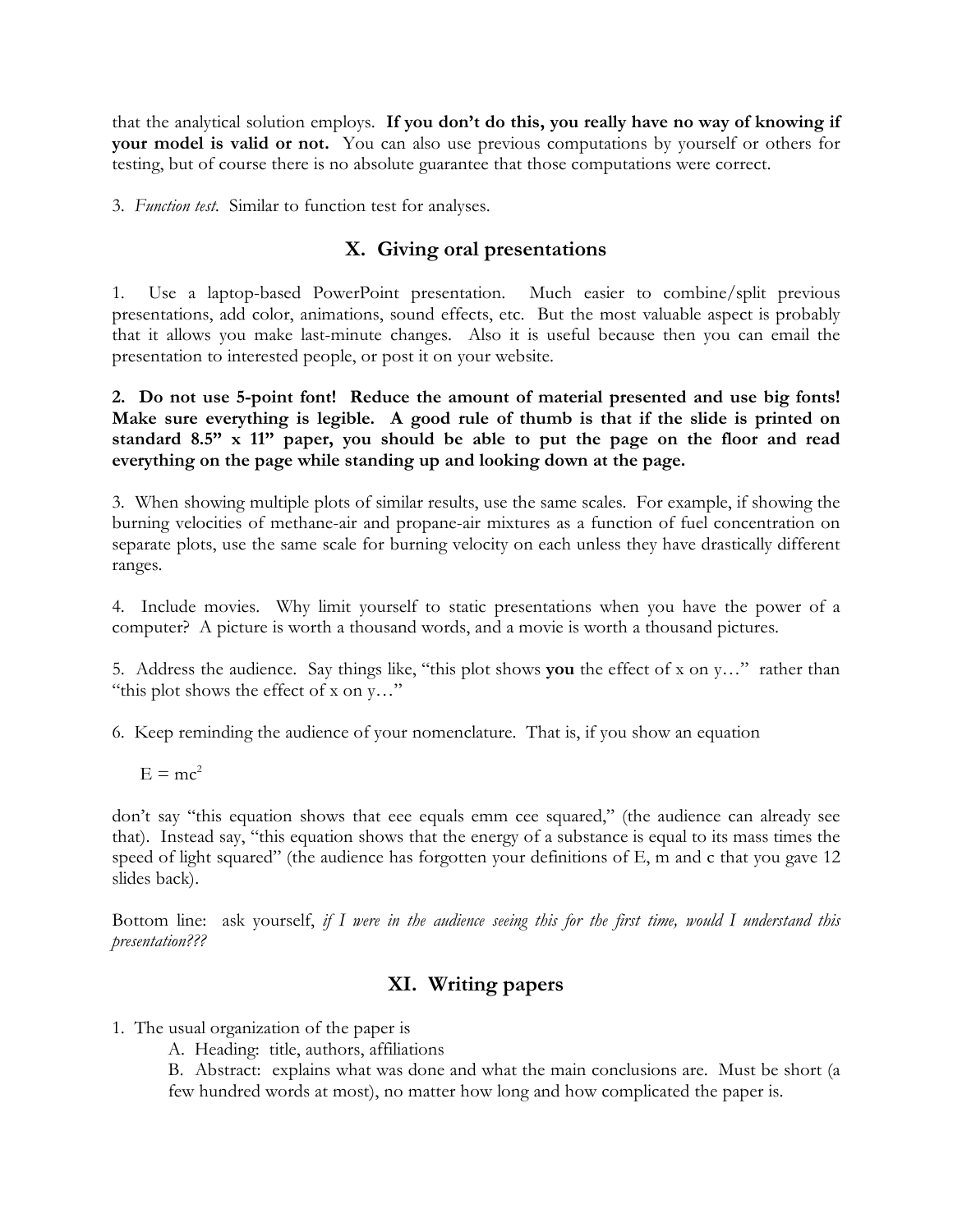that the analytical solution employs. **If you don't do this, you really have no way of knowing if your model is valid or not.** You can also use previous computations by yourself or others for testing, but of course there is no absolute guarantee that those computations were correct.

3. *Function test.* Similar to function test for analyses.

## X. Giving oral presentations

1. Use a laptop-based PowerPoint presentation. Much easier to combine/split previous presentations, add color, animations, sound effects, etc. But the most valuable aspect is probably that it allows you make last-minute changes. Also it is useful because then you can email the presentation to interested people, or post it on your website.

**2. Do not use 5-point font! Reduce the amount of material presented and use big fonts! Make sure everything is legible. A good rule of thumb is that if the slide is printed on standard 8.5" x 11" paper, you should be able to put the page on the floor and read everything on the page while standing up and looking down at the page.**

3. When showing multiple plots of similar results, use the same scales. For example, if showing the burning velocities of methane-air and propane-air mixtures as a function of fuel concentration on separate plots, use the same scale for burning velocity on each unless they have drastically different ranges.

4. Include movies. Why limit yourself to static presentations when you have the power of a computer? A picture is worth a thousand words, and a movie is worth a thousand pictures.

5. Address the audience. Say things like, "this plot shows **you** the effect of x on y…" rather than "this plot shows the effect of x on y…"

6. Keep reminding the audience of your nomenclature. That is, if you show an equation

$$E = mc^2$$

don't say "this equation shows that eee equals emm cee squared," (the audience can already see that). Instead say, "this equation shows that the energy of a substance is equal to its mass times the speed of light squared" (the audience has forgotten your definitions of E, m and c that you gave 12 slides back).

Bottom line: ask yourself, *if I were in the audience seeing this for the first time, would I understand this presentation???*

## XI. Writing papers

1. The usual organization of the paper is
   - A. Heading: title, authors, affiliations
   - B. Abstract: explains what was done and what the main conclusions are. Must be short (a few hundred words at most), no matter how long and how complicated the paper is.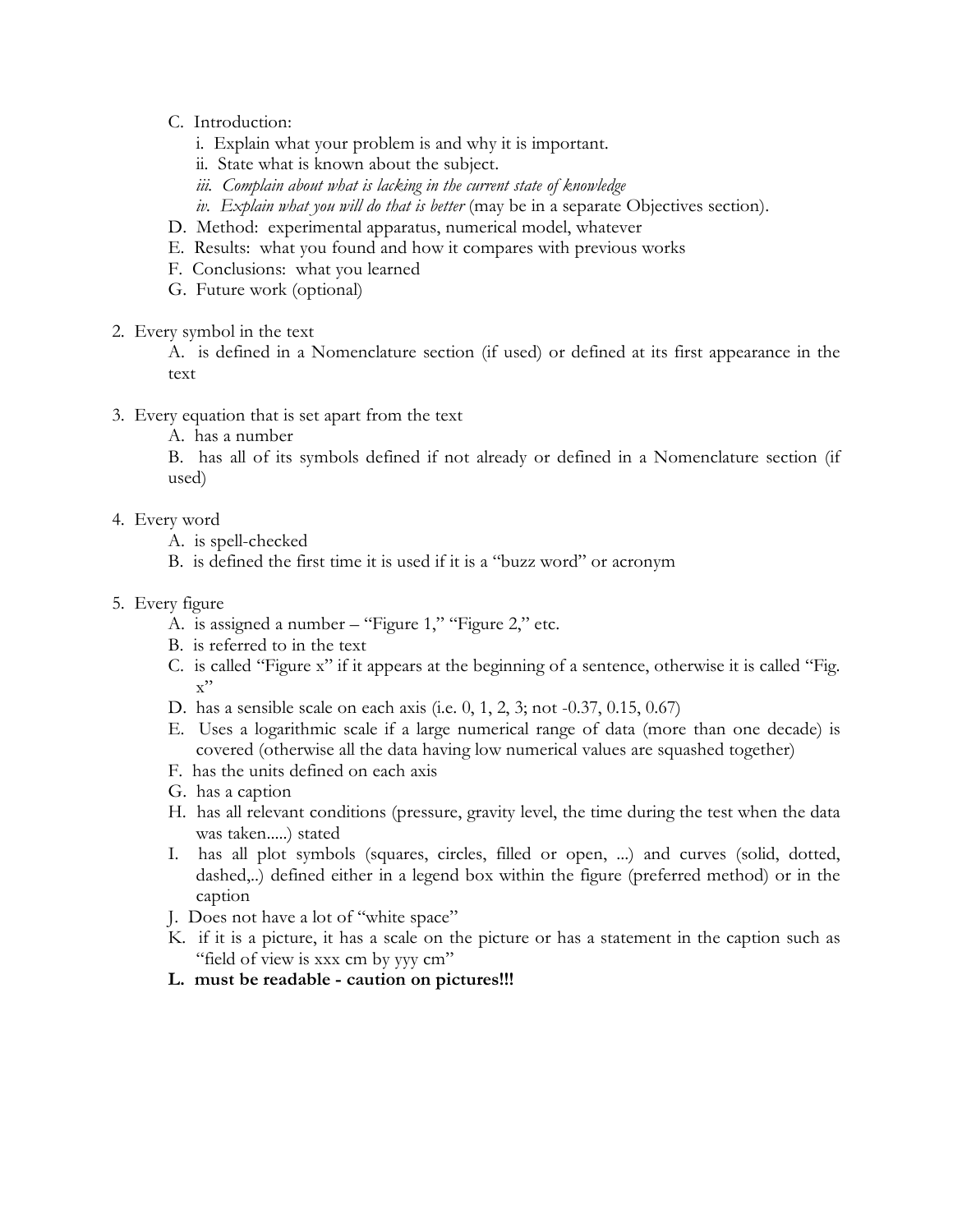C. Introduction:
   i. Explain what your problem is and why it is important.
   ii. State what is known about the subject.
   *iii. Complain about what is lacking in the current state of knowledge*
   *iv. Explain what you will do that is better* (may be in a separate Objectives section).

D. Method: experimental apparatus, numerical model, whatever

E. Results: what you found and how it compares with previous works

F. Conclusions: what you learned

G. Future work (optional)

2. Every symbol in the text
   A. is defined in a Nomenclature section (if used) or defined at its first appearance in the text

3. Every equation that is set apart from the text
   A. has a number
   B. has all of its symbols defined if not already or defined in a Nomenclature section (if used)

4. Every word
   A. is spell-checked
   B. is defined the first time it is used if it is a "buzz word" or acronym

5. Every figure
   A. is assigned a number – "Figure 1," "Figure 2," etc.
   B. is referred to in the text
   C. is called "Figure x" if it appears at the beginning of a sentence, otherwise it is called "Fig. x"
   D. has a sensible scale on each axis (i.e. 0, 1, 2, 3; not -0.37, 0.15, 0.67)
   E. Uses a logarithmic scale if a large numerical range of data (more than one decade) is covered (otherwise all the data having low numerical values are squashed together)
   F. has the units defined on each axis
   G. has a caption
   H. has all relevant conditions (pressure, gravity level, the time during the test when the data was taken.....) stated
   I. has all plot symbols (squares, circles, filled or open, ...) and curves (solid, dotted, dashed,..) defined either in a legend box within the figure (preferred method) or in the caption
   J. Does not have a lot of "white space"
   K. if it is a picture, it has a scale on the picture or has a statement in the caption such as "field of view is xxx cm by yyy cm"
   **L. must be readable - caution on pictures!!!**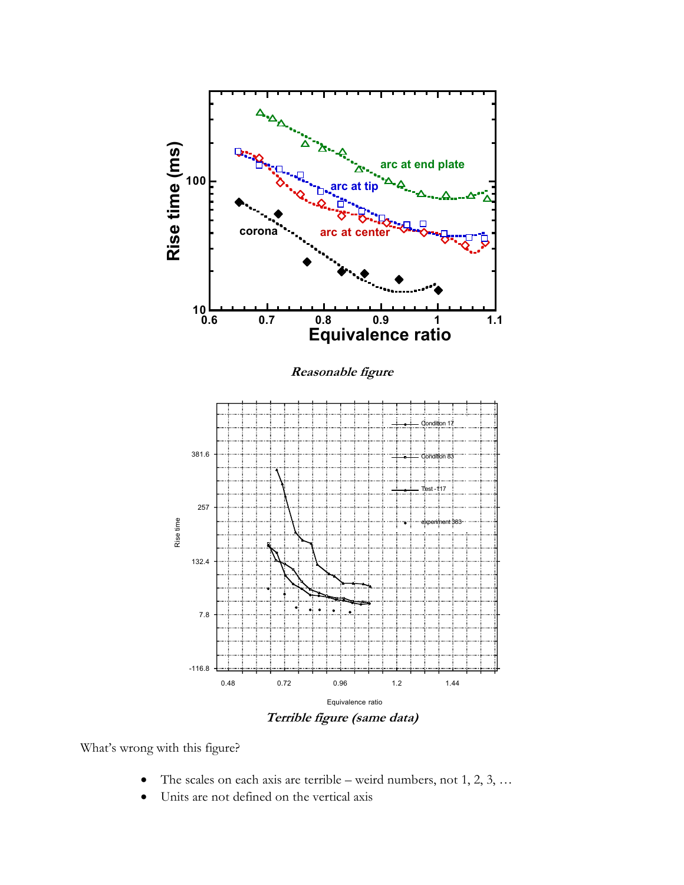*Reasonable figure*

*Terrible figure (same data)*

What's wrong with this figure?

- The scales on each axis are terrible – weird numbers, not 1, 2, 3, …
- Units are not defined on the vertical axis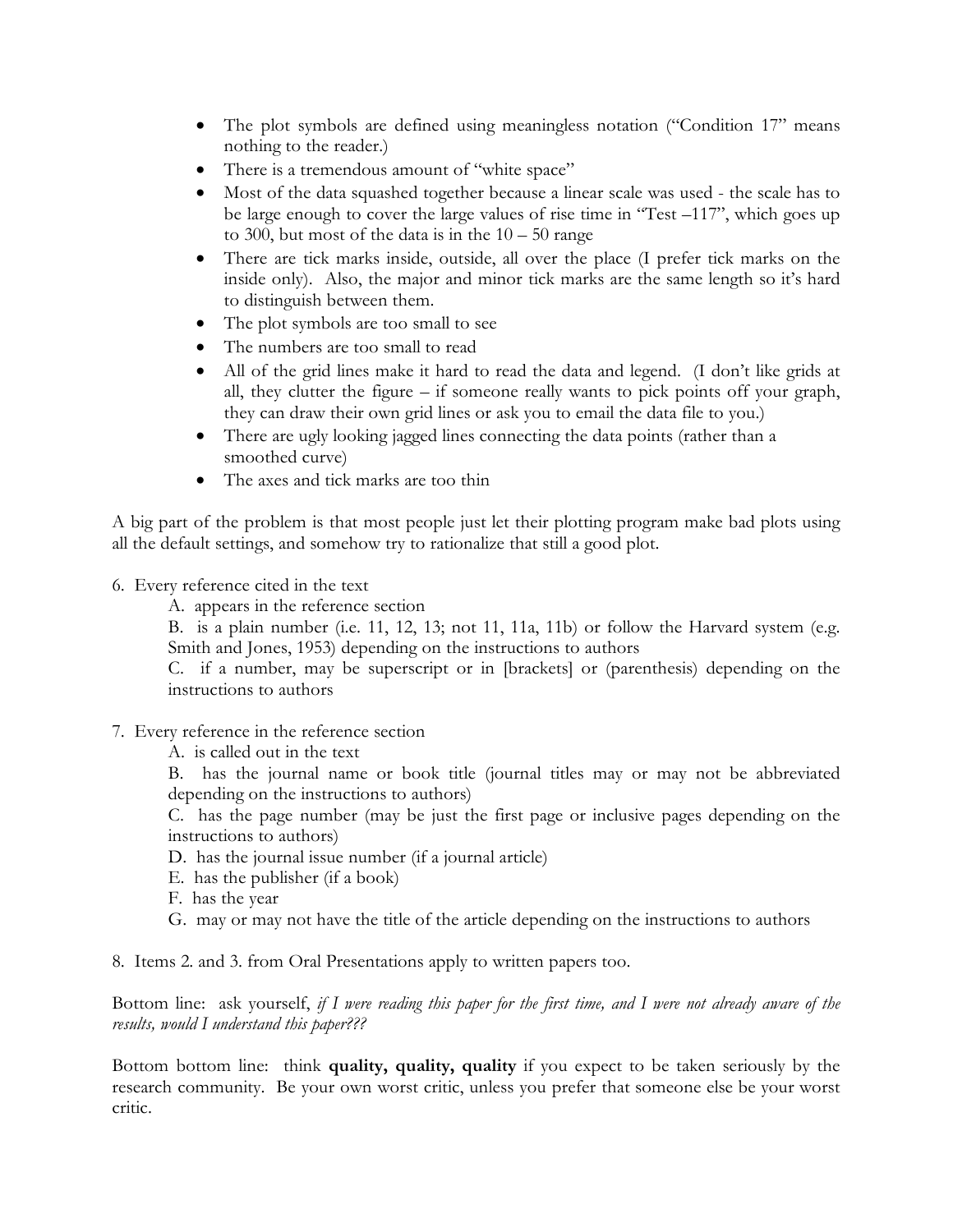- The plot symbols are defined using meaningless notation ("Condition 17" means nothing to the reader.)
- There is a tremendous amount of "white space"
- Most of the data squashed together because a linear scale was used - the scale has to be large enough to cover the large values of rise time in "Test –117", which goes up to 300, but most of the data is in the 10 – 50 range
- There are tick marks inside, outside, all over the place (I prefer tick marks on the inside only). Also, the major and minor tick marks are the same length so it's hard to distinguish between them.
- The plot symbols are too small to see
- The numbers are too small to read
- All of the grid lines make it hard to read the data and legend. (I don't like grids at all, they clutter the figure – if someone really wants to pick points off your graph, they can draw their own grid lines or ask you to email the data file to you.)
- There are ugly looking jagged lines connecting the data points (rather than a smoothed curve)
- The axes and tick marks are too thin

A big part of the problem is that most people just let their plotting program make bad plots using all the default settings, and somehow try to rationalize that still a good plot.

6. Every reference cited in the text
   A. appears in the reference section
   B. is a plain number (i.e. 11, 12, 13; not 11, 11a, 11b) or follow the Harvard system (e.g. Smith and Jones, 1953) depending on the instructions to authors
   C. if a number, may be superscript or in [brackets] or (parenthesis) depending on the instructions to authors

7. Every reference in the reference section
   A. is called out in the text
   B. has the journal name or book title (journal titles may or may not be abbreviated depending on the instructions to authors)
   C. has the page number (may be just the first page or inclusive pages depending on the instructions to authors)
   D. has the journal issue number (if a journal article)
   E. has the publisher (if a book)
   F. has the year
   G. may or may not have the title of the article depending on the instructions to authors

8. Items 2. and 3. from Oral Presentations apply to written papers too.

Bottom line: ask yourself, *if I were reading this paper for the first time, and I were not already aware of the results, would I understand this paper???*

Bottom bottom line: think **quality, quality, quality** if you expect to be taken seriously by the research community. Be your own worst critic, unless you prefer that someone else be your worst critic.